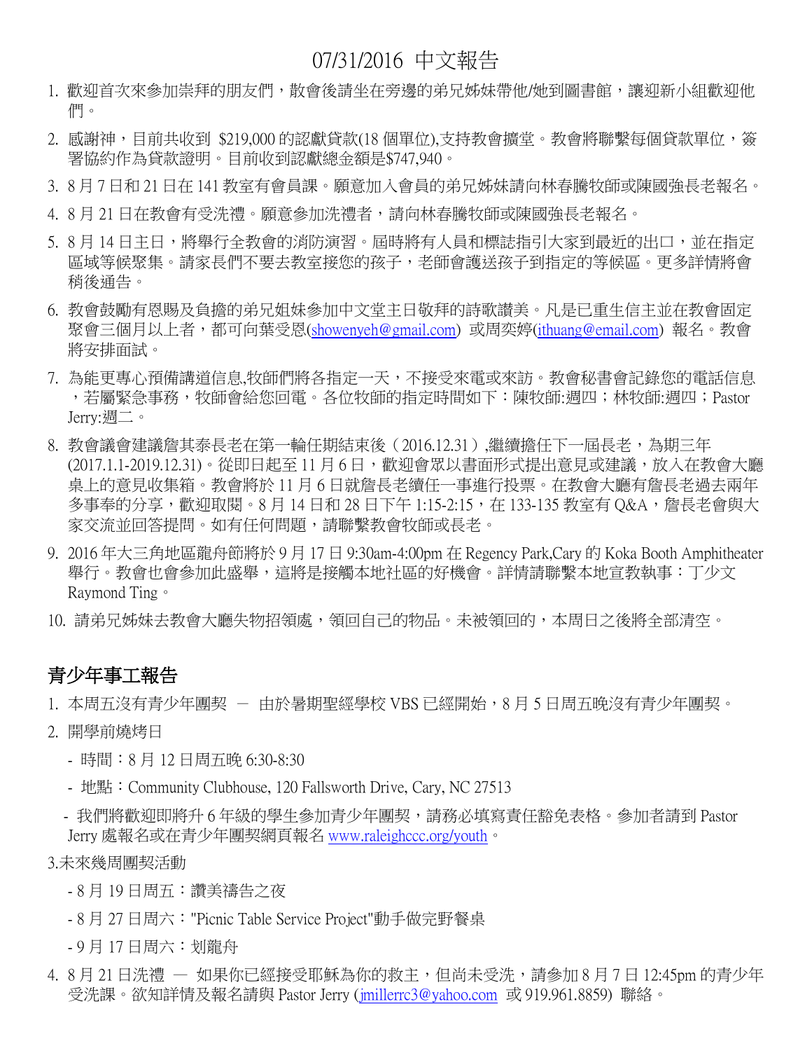# 07/31/2016 中文報告

1. 歡迎首次來參加崇拜的朋友們，散會後請坐在旁邊的弟兄姊妹帶他/她到圖書館，讓迎新小組歡迎他們。
2. 感謝神，目前共收到 $219,000 的認獻貸款(18 個單位),支持教會擴堂。教會將聯繫每個貸款單位，簽署協約作為貸款證明。目前收到認獻總金額是$747,940。
3. 8 月 7 日和 21 日在 141 教室有會員課。願意加入會員的弟兄姊妹請向林春騰牧師或陳國強長老報名。
4. 8 月 21 日在教會有受洗禮。願意參加洗禮者，請向林春騰牧師或陳國強長老報名。
5. 8 月 14 日主日，將舉行全教會的消防演習。屆時將有人員和標誌指引大家到最近的出口，並在指定區域等候聚集。請家長們不要去教室接您的孩子，老師會護送孩子到指定的等候區。更多詳情將會稍後通告。
6. 教會鼓勵有恩賜及負擔的弟兄姐妹參加中文堂主日敬拜的詩歌讚美。凡是已重生信主並在教會固定聚會三個月以上者，都可向葉受恩(showenyeh@gmail.com) 或周奕婷(ithuang@email.com) 報名。教會將安排面試。
7. 為能更專心預備講道信息,牧師們將各指定一天，不接受來電或來訪。教會秘書會記錄您的電話信息，若屬緊急事務，牧師會給您回電。各位牧師的指定時間如下：陳牧師:週四；林牧師:週四；Pastor Jerry:週二。
8. 教會議會建議詹其泰長老在第一輪任期結束後（2016.12.31）,繼續擔任下一屆長老，為期三年(2017.1.1-2019.12.31)。從即日起至 11 月 6 日，歡迎會眾以書面形式提出意見或建議，放入在教會大廳桌上的意見收集箱。教會將於 11 月 6 日就詹長老續任一事進行投票。在教會大廳有詹長老過去兩年多事奉的分享，歡迎取閱。8 月 14 日和 28 日下午 1:15-2:15，在 133-135 教室有 Q&A，詹長老會與大家交流並回答提問。如有任何問題，請聯繫教會牧師或長老。
9. 2016 年大三角地區龍舟節將於 9 月 17 日 9:30am-4:00pm 在 Regency Park,Cary 的 Koka Booth Amphitheater 舉行。教會也會參加此盛舉，這將是接觸本地社區的好機會。詳情請聯繫本地宣教執事：丁少文 Raymond Ting。
10. 請弟兄姊妹去教會大廳失物招領處，領回自己的物品。未被領回的，本周日之後將全部清空。

## 青少年事工報告

1. 本周五沒有青少年團契 – 由於暑期聖經學校 VBS 已經開始，8 月 5 日周五晚沒有青少年團契。
2. 開學前燒烤日
   - 時間：8 月 12 日周五晚 6:30-8:30
   - 地點：Community Clubhouse, 120 Fallsworth Drive, Cary, NC 27513
   - 我們將歡迎即將升 6 年級的學生參加青少年團契，請務必填寫責任豁免表格。參加者請到 Pastor Jerry 處報名或在青少年團契網頁報名 www.raleighccc.org/youth。

3.未來幾周團契活動
   - 8 月 19 日周五：讚美禱告之夜
   - 8 月 27 日周六："Picnic Table Service Project"動手做完野餐桌
   - 9 月 17 日周六：划龍舟

4. 8 月 21 日洗禮 — 如果你已經接受耶穌為你的救主，但尚未受洗，請參加 8 月 7 日 12:45pm 的青少年受洗課。欲知詳情及報名請與 Pastor Jerry (jmillerrc3@yahoo.com 或 919.961.8859) 聯絡。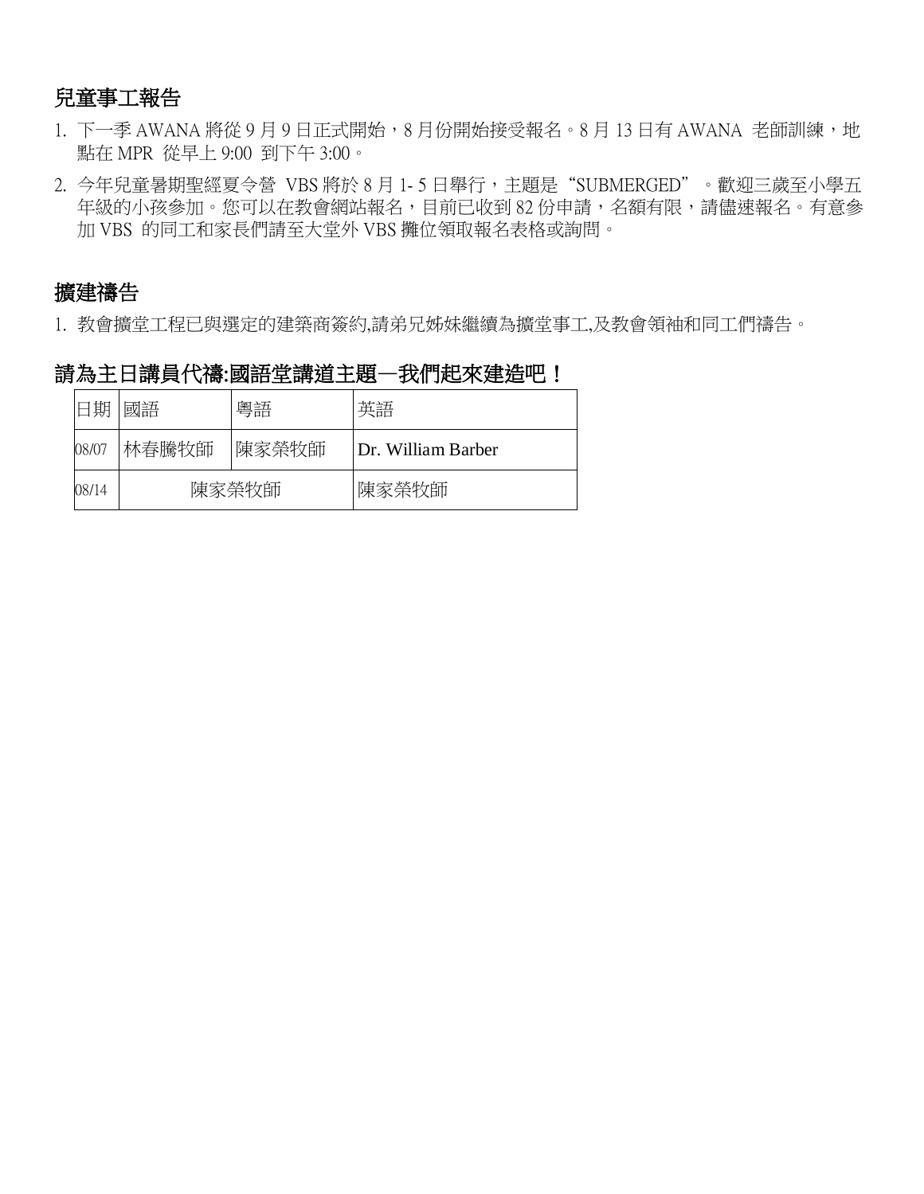## 兒童事工報告

1. 下一季 AWANA 將從 9 月 9 日正式開始，8 月份開始接受報名。8 月 13 日有 AWANA 老師訓練，地點在 MPR 從早上 9:00 到下午 3:00。
2. 今年兒童暑期聖經夏令營 VBS 將於 8 月 1- 5 日舉行，主題是"SUBMERGED"。歡迎三歲至小學五年級的小孩參加。您可以在教會網站報名，目前已收到 82 份申請，名額有限，請儘速報名。有意參加 VBS 的同工和家長們請至大堂外 VBS 攤位領取報名表格或詢問。

## 擴建禱告

1. 教會擴堂工程已與選定的建築商簽約,請弟兄姊妹繼續為擴堂事工,及教會領袖和同工們禱告。

## 請為主日講員代禱:國語堂講道主題—我們起來建造吧！

| 日期 | 國語 | 粵語 | 英語 |
|---|---|---|---|
| 08/07 | 林春騰牧師 | 陳家榮牧師 | Dr. William Barber |
| 08/14 | 陳家榮牧師 | | 陳家榮牧師 |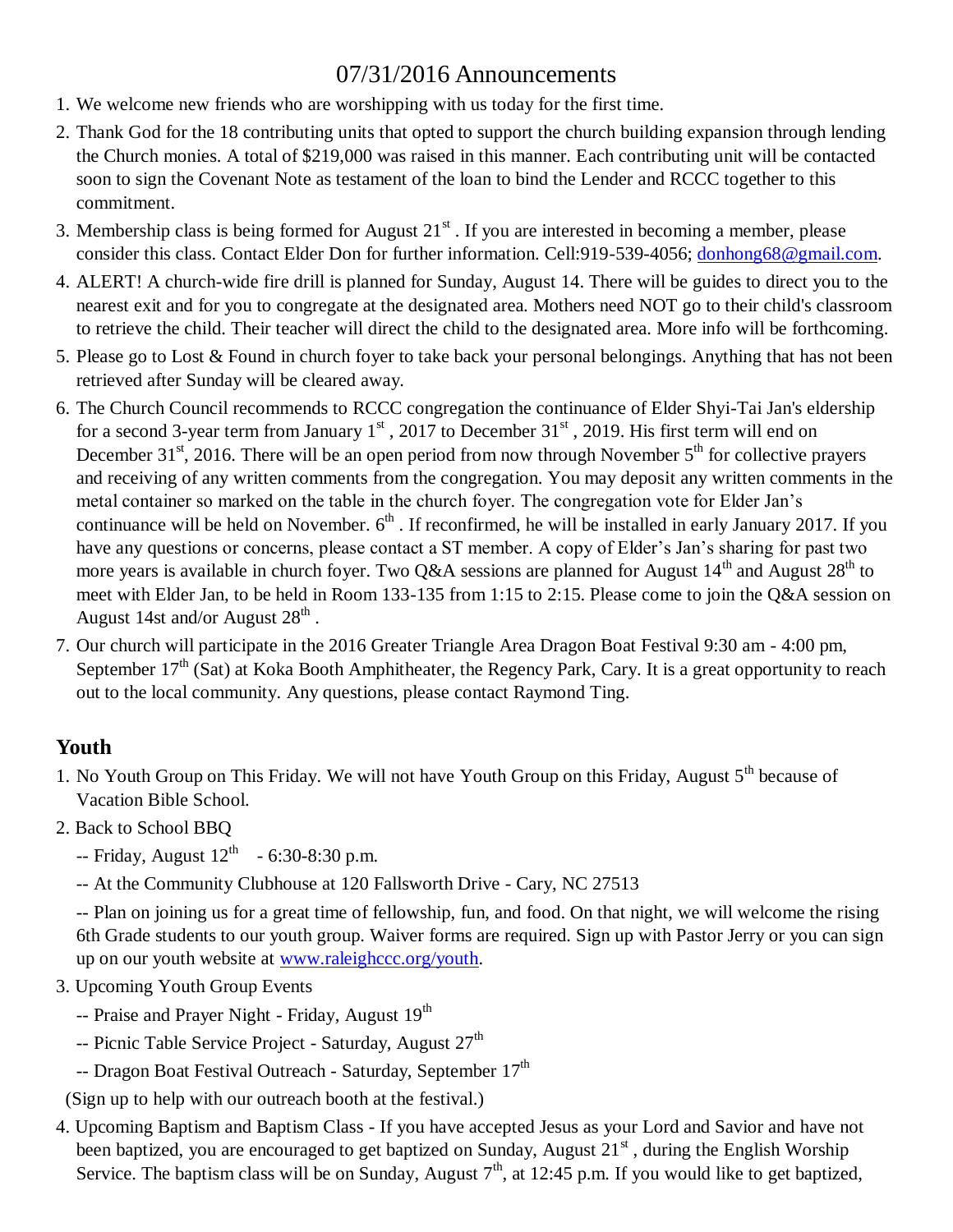# 07/31/2016 Announcements

1. We welcome new friends who are worshipping with us today for the first time.
2. Thank God for the 18 contributing units that opted to support the church building expansion through lending the Church monies. A total of $219,000 was raised in this manner. Each contributing unit will be contacted soon to sign the Covenant Note as testament of the loan to bind the Lender and RCCC together to this commitment.
3. Membership class is being formed for August 21st . If you are interested in becoming a member, please consider this class. Contact Elder Don for further information. Cell:919-539-4056; donhong68@gmail.com.
4. ALERT! A church-wide fire drill is planned for Sunday, August 14. There will be guides to direct you to the nearest exit and for you to congregate at the designated area. Mothers need NOT go to their child's classroom to retrieve the child. Their teacher will direct the child to the designated area. More info will be forthcoming.
5. Please go to Lost & Found in church foyer to take back your personal belongings. Anything that has not been retrieved after Sunday will be cleared away.
6. The Church Council recommends to RCCC congregation the continuance of Elder Shyi-Tai Jan's eldership for a second 3-year term from January 1st , 2017 to December 31st , 2019. His first term will end on December 31st, 2016. There will be an open period from now through November 5th for collective prayers and receiving of any written comments from the congregation. You may deposit any written comments in the metal container so marked on the table in the church foyer. The congregation vote for Elder Jan's continuance will be held on November. 6th . If reconfirmed, he will be installed in early January 2017. If you have any questions or concerns, please contact a ST member. A copy of Elder's Jan's sharing for past two more years is available in church foyer. Two Q&A sessions are planned for August 14th and August 28th to meet with Elder Jan, to be held in Room 133-135 from 1:15 to 2:15. Please come to join the Q&A session on August 14st and/or August 28th .
7. Our church will participate in the 2016 Greater Triangle Area Dragon Boat Festival 9:30 am - 4:00 pm, September 17th (Sat) at Koka Booth Amphitheater, the Regency Park, Cary. It is a great opportunity to reach out to the local community. Any questions, please contact Raymond Ting.

## Youth

1. No Youth Group on This Friday. We will not have Youth Group on this Friday, August 5th because of Vacation Bible School.
2. Back to School BBQ

   -- Friday, August 12th - 6:30-8:30 p.m.

   -- At the Community Clubhouse at 120 Fallsworth Drive - Cary, NC 27513

   -- Plan on joining us for a great time of fellowship, fun, and food. On that night, we will welcome the rising 6th Grade students to our youth group. Waiver forms are required. Sign up with Pastor Jerry or you can sign up on our youth website at www.raleighccc.org/youth.
3. Upcoming Youth Group Events

   -- Praise and Prayer Night - Friday, August 19th

   -- Picnic Table Service Project - Saturday, August 27th

   -- Dragon Boat Festival Outreach - Saturday, September 17th

   (Sign up to help with our outreach booth at the festival.)
4. Upcoming Baptism and Baptism Class - If you have accepted Jesus as your Lord and Savior and have not been baptized, you are encouraged to get baptized on Sunday, August 21st , during the English Worship Service. The baptism class will be on Sunday, August 7th, at 12:45 p.m. If you would like to get baptized,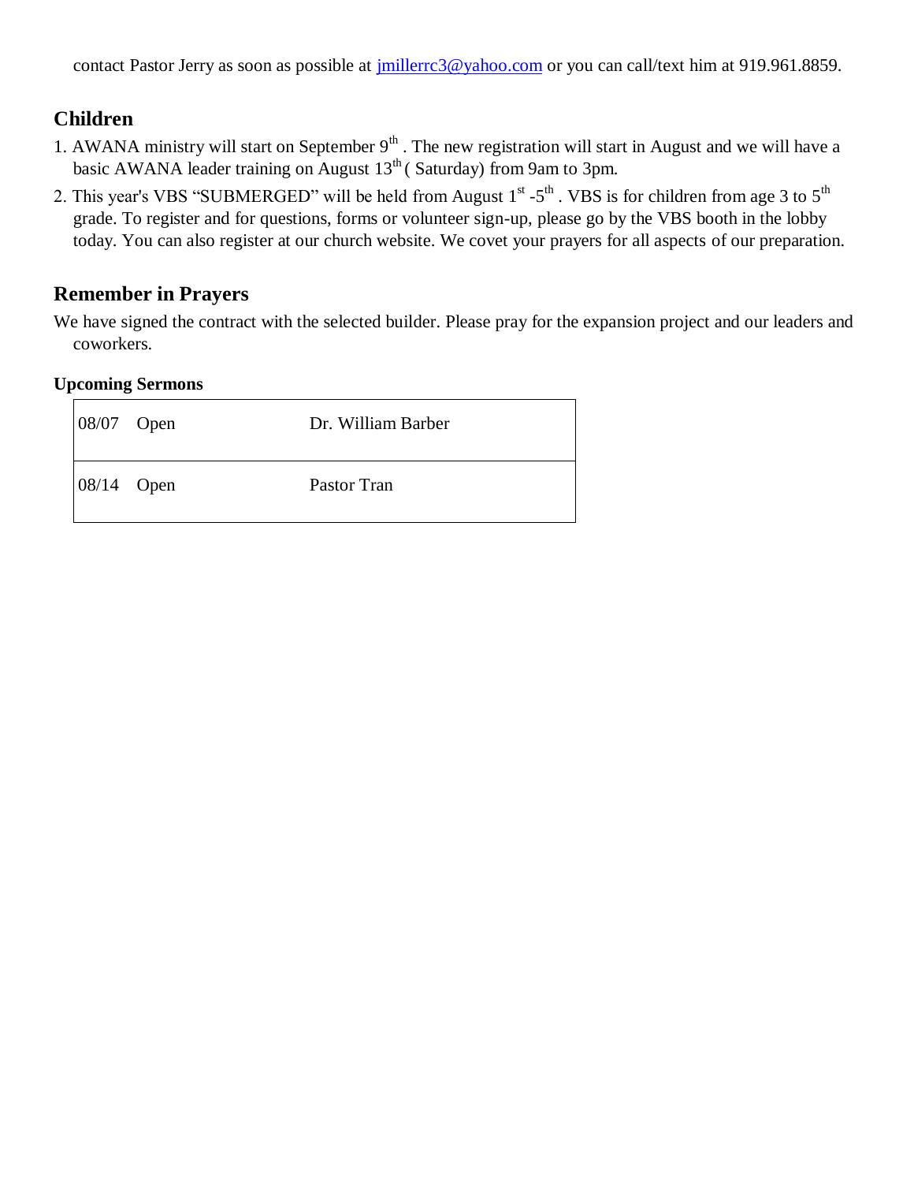contact Pastor Jerry as soon as possible at jmillerrc3@yahoo.com or you can call/text him at 919.961.8859.

## Children

1. AWANA ministry will start on September 9th . The new registration will start in August and we will have a basic AWANA leader training on August 13th ( Saturday) from 9am to 3pm.
2. This year's VBS "SUBMERGED" will be held from August 1st -5th . VBS is for children from age 3 to 5th grade. To register and for questions, forms or volunteer sign-up, please go by the VBS booth in the lobby today. You can also register at our church website. We covet your prayers for all aspects of our preparation.

## Remember in Prayers

We have signed the contract with the selected builder. Please pray for the expansion project and our leaders and coworkers.

**Upcoming Sermons**

| | | |
|---|---|---|
| 08/07 | Open | Dr. William Barber |
| 08/14 | Open | Pastor Tran |